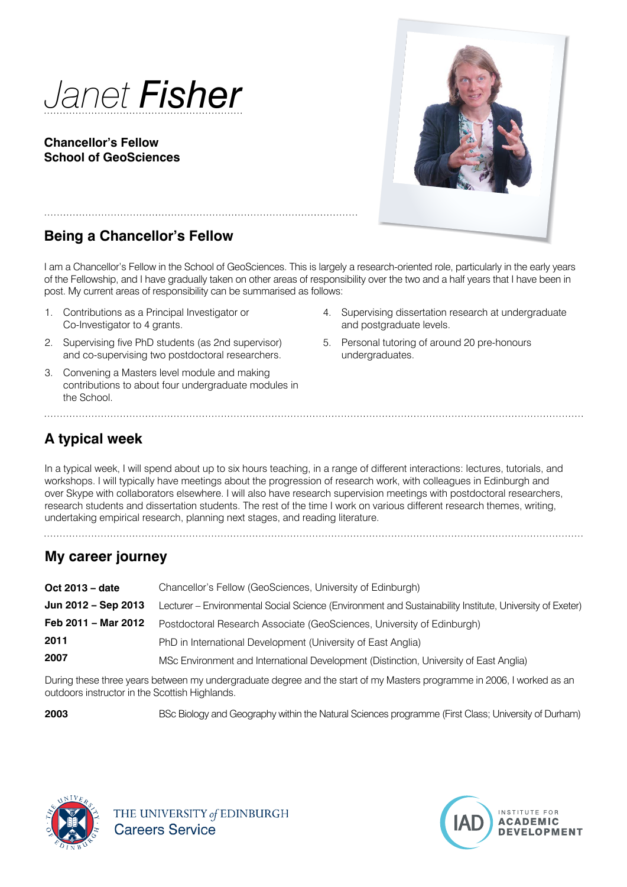# *Janet* **Fisher**

**Chancellor's Fellow**
**School of GeoSciences**

## Being a Chancellor's Fellow

I am a Chancellor's Fellow in the School of GeoSciences. This is largely a research-oriented role, particularly in the early years of the Fellowship, and I have gradually taken on other areas of responsibility over the two and a half years that I have been in post. My current areas of responsibility can be summarised as follows:

1. Contributions as a Principal Investigator or Co-Investigator to 4 grants.
2. Supervising five PhD students (as 2nd supervisor) and co-supervising two postdoctoral researchers.
3. Convening a Masters level module and making contributions to about four undergraduate modules in the School.
4. Supervising dissertation research at undergraduate and postgraduate levels.
5. Personal tutoring of around 20 pre-honours undergraduates.

## A typical week

In a typical week, I will spend about up to six hours teaching, in a range of different interactions: lectures, tutorials, and workshops. I will typically have meetings about the progression of research work, with colleagues in Edinburgh and over Skype with collaborators elsewhere. I will also have research supervision meetings with postdoctoral researchers, research students and dissertation students. The rest of the time I work on various different research themes, writing, undertaking empirical research, planning next stages, and reading literature.

## My career journey

**Oct 2013 – date** Chancellor's Fellow (GeoSciences, University of Edinburgh)

**Jun 2012 – Sep 2013** Lecturer – Environmental Social Science (Environment and Sustainability Institute, University of Exeter)

**Feb 2011 – Mar 2012** Postdoctoral Research Associate (GeoSciences, University of Edinburgh)

**2011** PhD in International Development (University of East Anglia)

**2007** MSc Environment and International Development (Distinction, University of East Anglia)

During these three years between my undergraduate degree and the start of my Masters programme in 2006, I worked as an outdoors instructor in the Scottish Highlands.

**2003** BSc Biology and Geography within the Natural Sciences programme (First Class; University of Durham)

THE UNIVERSITY *of* EDINBURGH Careers Service

INSTITUTE FOR ACADEMIC DEVELOPMENT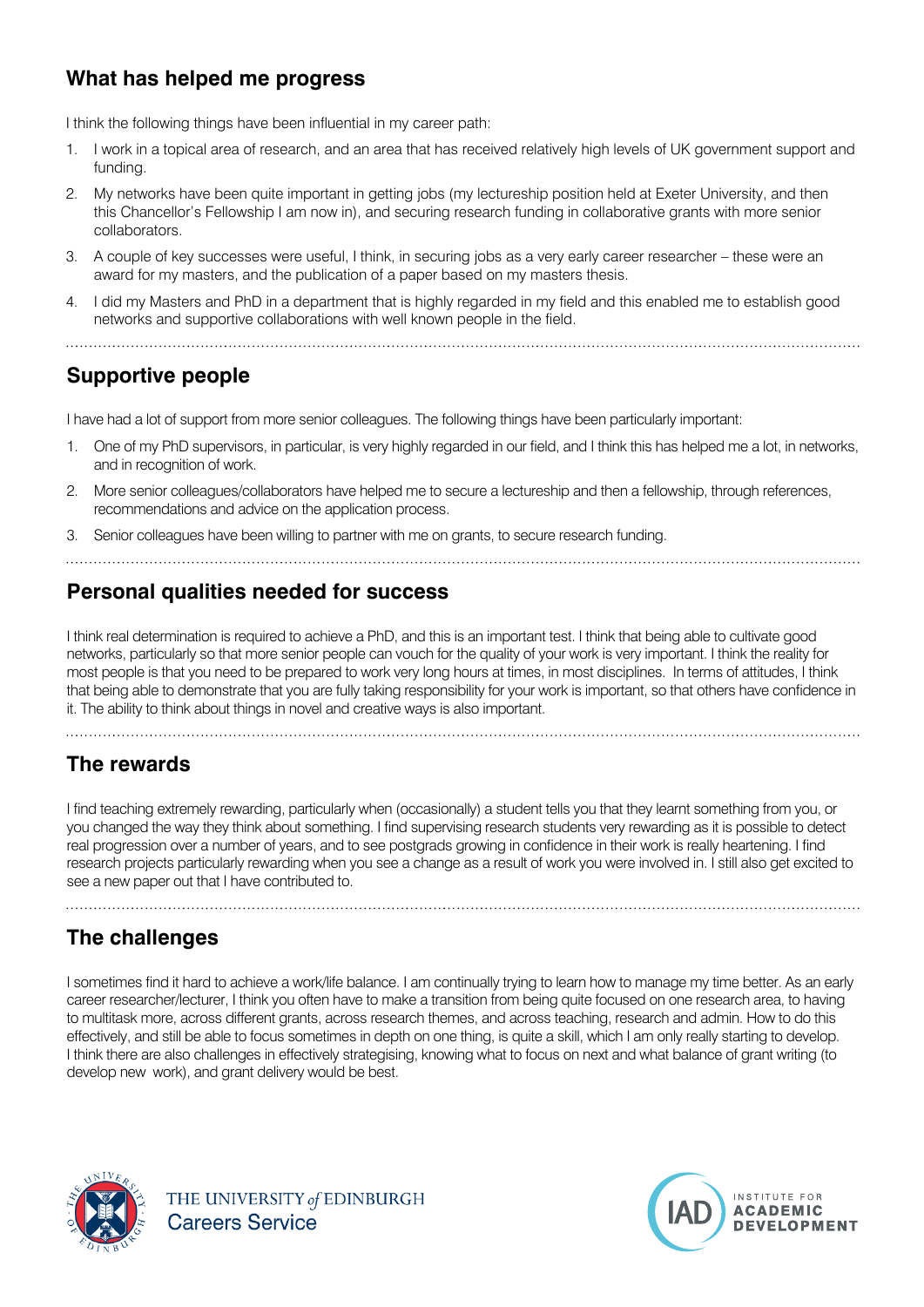## What has helped me progress

I think the following things have been influential in my career path:

1. I work in a topical area of research, and an area that has received relatively high levels of UK government support and funding.
2. My networks have been quite important in getting jobs (my lectureship position held at Exeter University, and then this Chancellor's Fellowship I am now in), and securing research funding in collaborative grants with more senior collaborators.
3. A couple of key successes were useful, I think, in securing jobs as a very early career researcher – these were an award for my masters, and the publication of a paper based on my masters thesis.
4. I did my Masters and PhD in a department that is highly regarded in my field and this enabled me to establish good networks and supportive collaborations with well known people in the field.

## Supportive people

I have had a lot of support from more senior colleagues. The following things have been particularly important:

1. One of my PhD supervisors, in particular, is very highly regarded in our field, and I think this has helped me a lot, in networks, and in recognition of work.
2. More senior colleagues/collaborators have helped me to secure a lectureship and then a fellowship, through references, recommendations and advice on the application process.
3. Senior colleagues have been willing to partner with me on grants, to secure research funding.

## Personal qualities needed for success

I think real determination is required to achieve a PhD, and this is an important test. I think that being able to cultivate good networks, particularly so that more senior people can vouch for the quality of your work is very important. I think the reality for most people is that you need to be prepared to work very long hours at times, in most disciplines. In terms of attitudes, I think that being able to demonstrate that you are fully taking responsibility for your work is important, so that others have confidence in it. The ability to think about things in novel and creative ways is also important.

## The rewards

I find teaching extremely rewarding, particularly when (occasionally) a student tells you that they learnt something from you, or you changed the way they think about something. I find supervising research students very rewarding as it is possible to detect real progression over a number of years, and to see postgrads growing in confidence in their work is really heartening. I find research projects particularly rewarding when you see a change as a result of work you were involved in. I still also get excited to see a new paper out that I have contributed to.

## The challenges

I sometimes find it hard to achieve a work/life balance. I am continually trying to learn how to manage my time better. As an early career researcher/lecturer, I think you often have to make a transition from being quite focused on one research area, to having to multitask more, across different grants, across research themes, and across teaching, research and admin. How to do this effectively, and still be able to focus sometimes in depth on one thing, is quite a skill, which I am only really starting to develop. I think there are also challenges in effectively strategising, knowing what to focus on next and what balance of grant writing (to develop new work), and grant delivery would be best.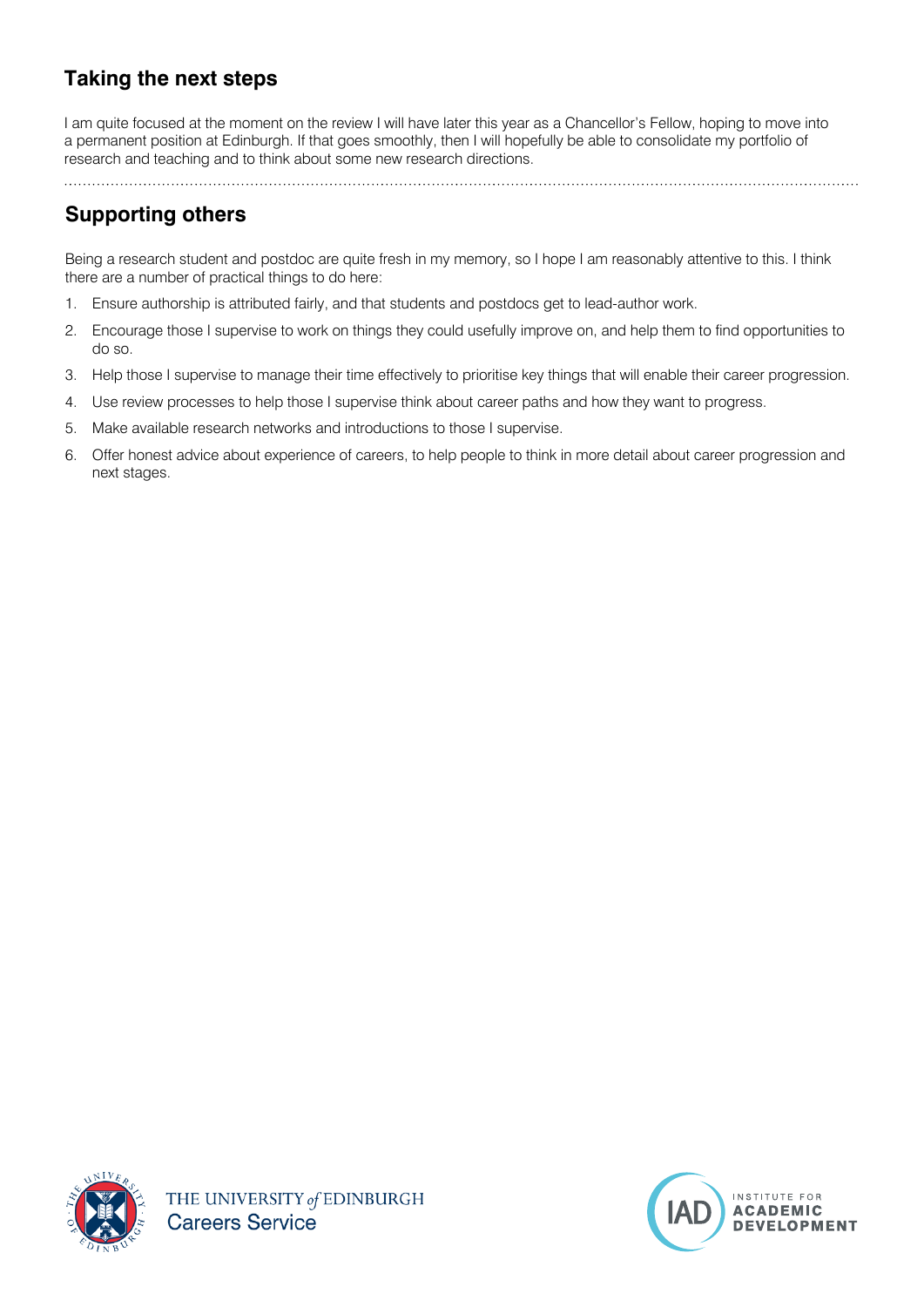## Taking the next steps

I am quite focused at the moment on the review I will have later this year as a Chancellor's Fellow, hoping to move into a permanent position at Edinburgh. If that goes smoothly, then I will hopefully be able to consolidate my portfolio of research and teaching and to think about some new research directions.

## Supporting others

Being a research student and postdoc are quite fresh in my memory, so I hope I am reasonably attentive to this. I think there are a number of practical things to do here:

1. Ensure authorship is attributed fairly, and that students and postdocs get to lead-author work.
2. Encourage those I supervise to work on things they could usefully improve on, and help them to find opportunities to do so.
3. Help those I supervise to manage their time effectively to prioritise key things that will enable their career progression.
4. Use review processes to help those I supervise think about career paths and how they want to progress.
5. Make available research networks and introductions to those I supervise.
6. Offer honest advice about experience of careers, to help people to think in more detail about career progression and next stages.